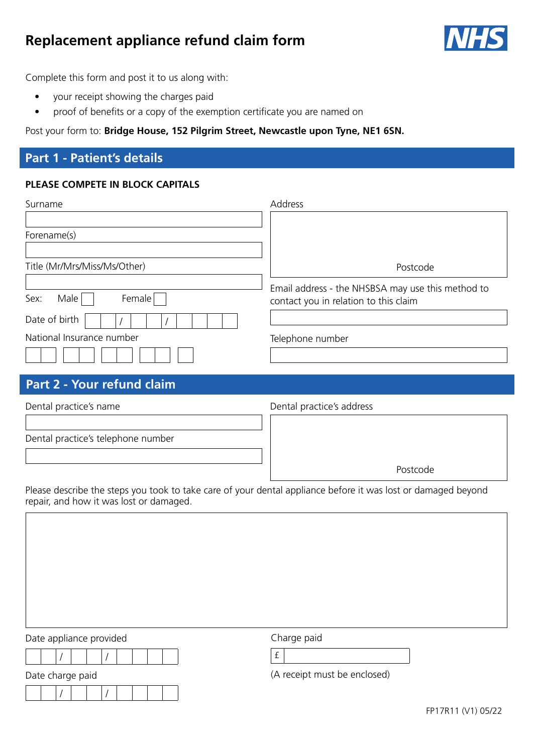# Replacement appliance refund claim form

NHS

Complete this form and post it to us along with:

- your receipt showing the charges paid
- proof of benefits or a copy of the exemption certificate you are named on

Post your form to: **Bridge House, 152 Pilgrim Street, Newcastle upon Tyne, NE1 6SN.**

## Part 1 - Patient's details

**PLEASE COMPETE IN BLOCK CAPITALS**

Surname

Forename(s)

Title (Mr/Mrs/Miss/Ms/Other)

Sex: Male ☐ Female ☐

Date of birth ☐☐ / ☐☐ / ☐☐☐☐

National Insurance number

Address

Postcode

Email address - the NHSBSA may use this method to contact you in relation to this claim

Telephone number

## Part 2 - Your refund claim

Dental practice's name

Dental practice's telephone number

Dental practice's address

Postcode

Please describe the steps you took to take care of your dental appliance before it was lost or damaged beyond repair, and how it was lost or damaged.

Date appliance provided ☐☐ / ☐☐ / ☐☐☐☐

Date charge paid ☐☐ / ☐☐ / ☐☐☐☐

Charge paid

£

(A receipt must be enclosed)

FP17R11 (V1) 05/22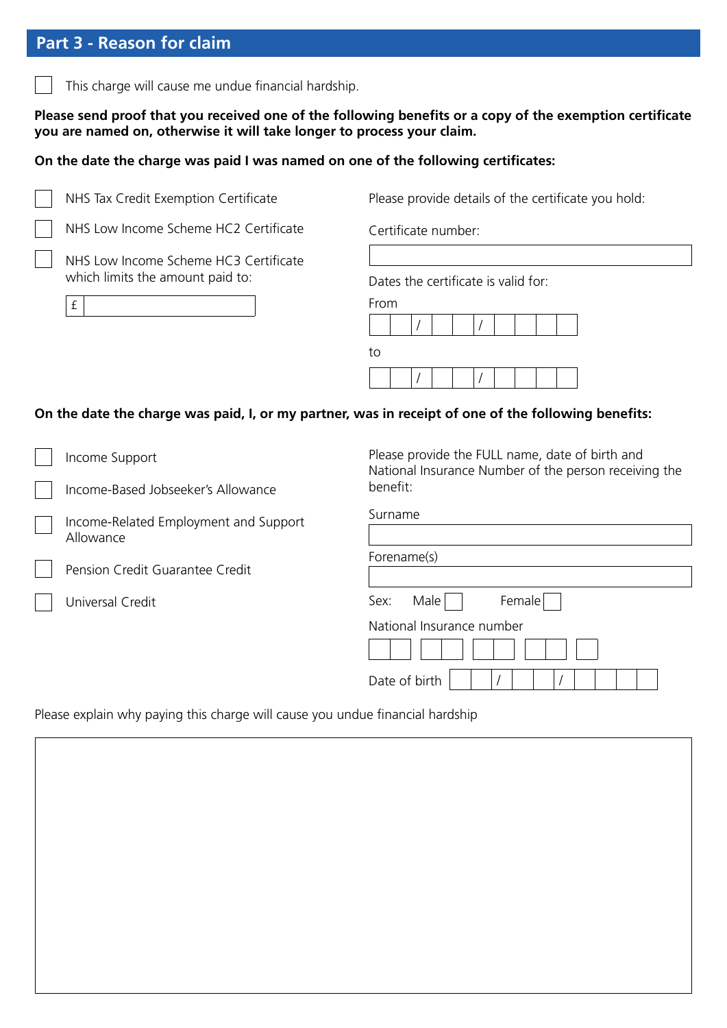## Part 3 - Reason for claim

☐ This charge will cause me undue financial hardship.

**Please send proof that you received one of the following benefits or a copy of the exemption certificate you are named on, otherwise it will take longer to process your claim.**

**On the date the charge was paid I was named on one of the following certificates:**

- ☐ NHS Tax Credit Exemption Certificate
- ☐ NHS Low Income Scheme HC2 Certificate
- ☐ NHS Low Income Scheme HC3 Certificate which limits the amount paid to:

£ ____________________

Please provide details of the certificate you hold:

Certificate number: ____________________

Dates the certificate is valid for:

From __ __ / __ __ / __ __ __ __

to __ __ / __ __ / __ __ __ __

**On the date the charge was paid, I, or my partner, was in receipt of one of the following benefits:**

- ☐ Income Support
- ☐ Income-Based Jobseeker's Allowance
- ☐ Income-Related Employment and Support Allowance
- ☐ Pension Credit Guarantee Credit
- ☐ Universal Credit

Please provide the FULL name, date of birth and National Insurance Number of the person receiving the benefit:

Surname ____________________

Forename(s) ____________________

Sex: Male ☐ Female ☐

National Insurance number __ __ __ __ __ __ __ __ __

Date of birth __ __ / __ __ / __ __ __ __

Please explain why paying this charge will cause you undue financial hardship

____________________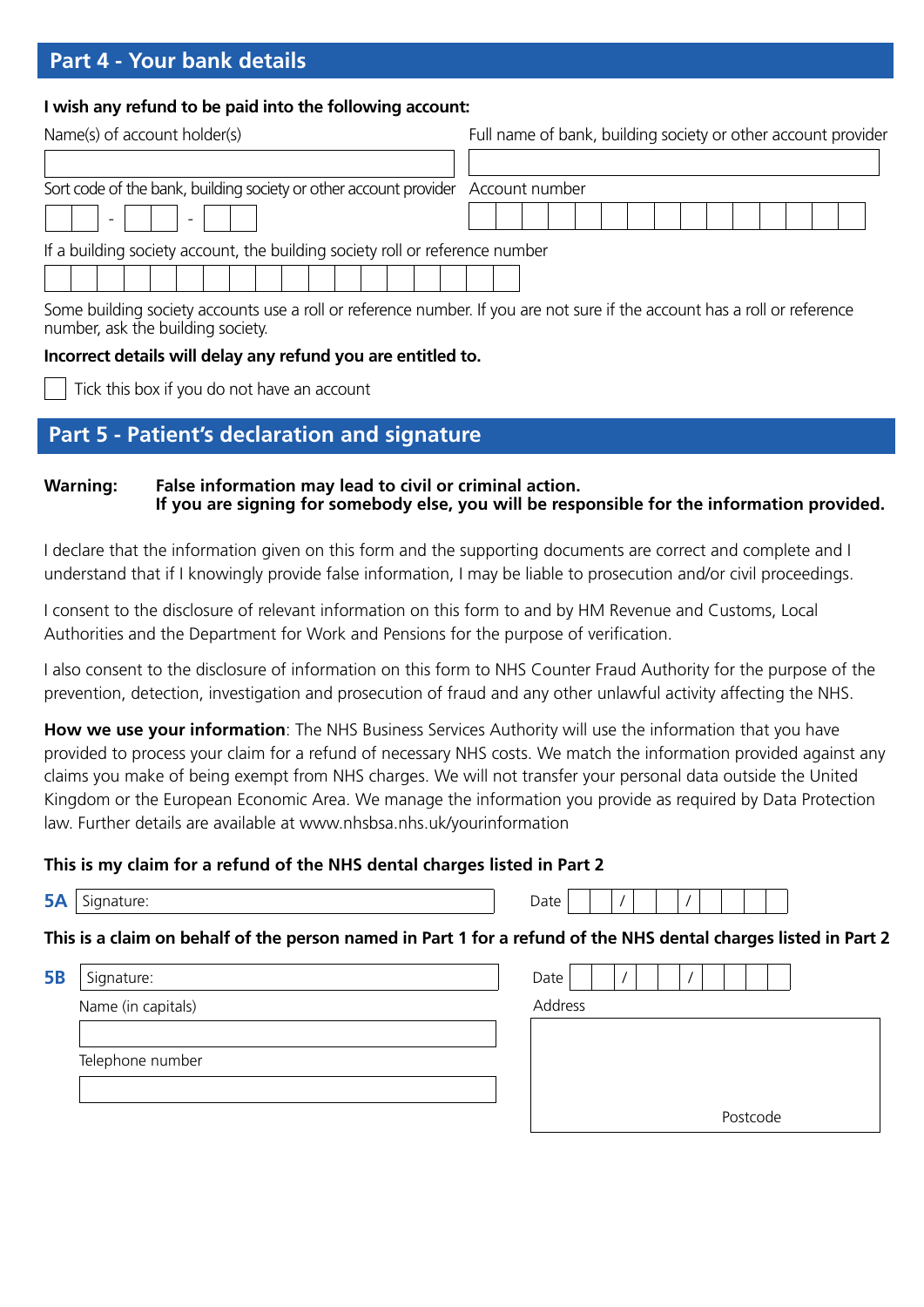## Part 4 - Your bank details

**I wish any refund to be paid into the following account:**

Name(s) of account holder(s)

Full name of bank, building society or other account provider

Sort code of the bank, building society or other account provider  ☐☐ - ☐☐ - ☐☐

Account number

If a building society account, the building society roll or reference number

Some building society accounts use a roll or reference number. If you are not sure if the account has a roll or reference number, ask the building society.

**Incorrect details will delay any refund you are entitled to.**

☐ Tick this box if you do not have an account

## Part 5 - Patient's declaration and signature

**Warning:** **False information may lead to civil or criminal action. If you are signing for somebody else, you will be responsible for the information provided.**

I declare that the information given on this form and the supporting documents are correct and complete and I understand that if I knowingly provide false information, I may be liable to prosecution and/or civil proceedings.

I consent to the disclosure of relevant information on this form to and by HM Revenue and Customs, Local Authorities and the Department for Work and Pensions for the purpose of verification.

I also consent to the disclosure of information on this form to NHS Counter Fraud Authority for the purpose of the prevention, detection, investigation and prosecution of fraud and any other unlawful activity affecting the NHS.

**How we use your information**: The NHS Business Services Authority will use the information that you have provided to process your claim for a refund of necessary NHS costs. We match the information provided against any claims you make of being exempt from NHS charges. We will not transfer your personal data outside the United Kingdom or the European Economic Area. We manage the information you provide as required by Data Protection law. Further details are available at www.nhsbsa.nhs.uk/yourinformation

**This is my claim for a refund of the NHS dental charges listed in Part 2**

**5A** Signature: Date ☐☐ / ☐☐ / ☐☐☐☐

**This is a claim on behalf of the person named in Part 1 for a refund of the NHS dental charges listed in Part 2**

**5B** Signature: Date ☐☐ / ☐☐ / ☐☐☐☐

Name (in capitals)

Telephone number

Address

Postcode